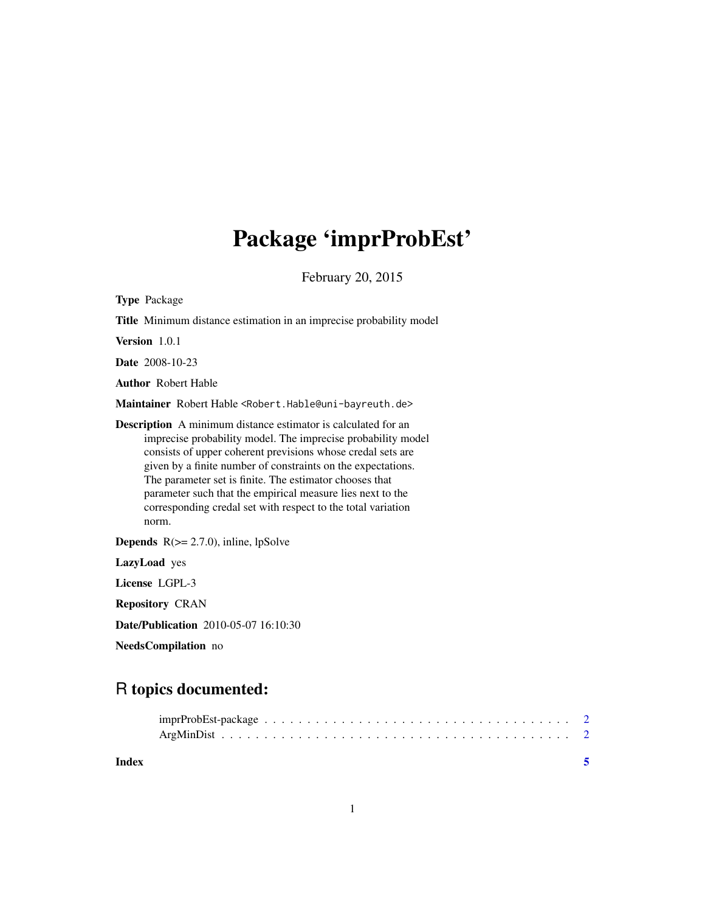# Package 'imprProbEst'

February 20, 2015

**Type** Package

**Title** Minimum distance estimation in an imprecise probability model

**Version** 1.0.1

**Date** 2008-10-23

**Author** Robert Hable

**Maintainer** Robert Hable <Robert.Hable@uni-bayreuth.de>

**Description** A minimum distance estimator is calculated for an imprecise probability model. The imprecise probability model consists of upper coherent previsions whose credal sets are given by a finite number of constraints on the expectations. The parameter set is finite. The estimator chooses that parameter such that the empirical measure lies next to the corresponding credal set with respect to the total variation norm.

**Depends** R(>= 2.7.0), inline, lpSolve

**LazyLoad** yes

**License** LGPL-3

**Repository** CRAN

**Date/Publication** 2010-05-07 16:10:30

**NeedsCompilation** no

## R topics documented:

| | |
|---|---|
| imprProbEst-package | 2 |
| ArgMinDist | 2 |
| **Index** | **5** |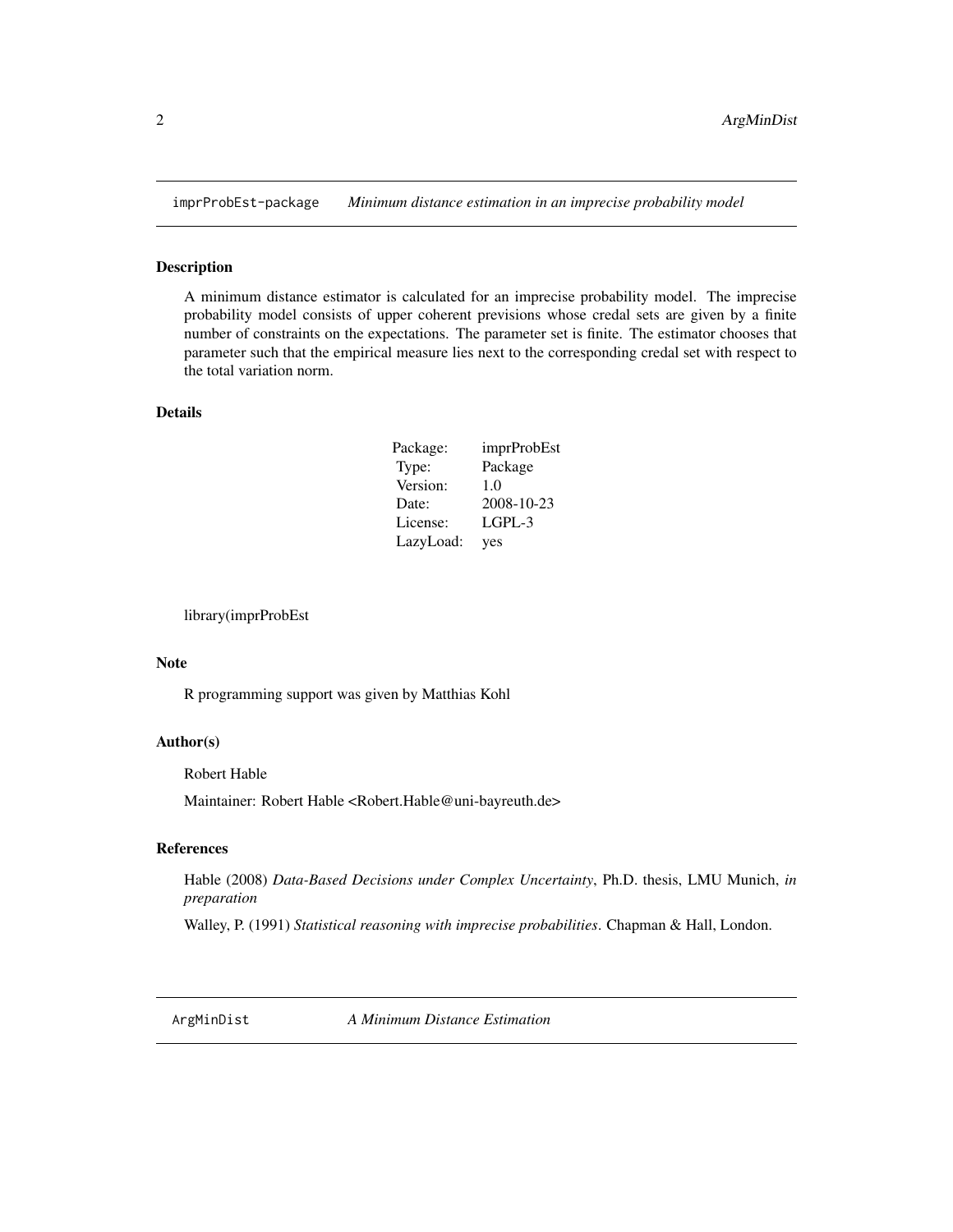## imprProbEst-package — *Minimum distance estimation in an imprecise probability model*

### Description

A minimum distance estimator is calculated for an imprecise probability model. The imprecise probability model consists of upper coherent previsions whose credal sets are given by a finite number of constraints on the expectations. The parameter set is finite. The estimator chooses that parameter such that the empirical measure lies next to the corresponding credal set with respect to the total variation norm.

### Details

| | |
|---|---|
| Package: | imprProbEst |
| Type: | Package |
| Version: | 1.0 |
| Date: | 2008-10-23 |
| License: | LGPL-3 |
| LazyLoad: | yes |

library(imprProbEst

### Note

R programming support was given by Matthias Kohl

### Author(s)

Robert Hable

Maintainer: Robert Hable <Robert.Hable@uni-bayreuth.de>

### References

Hable (2008) *Data-Based Decisions under Complex Uncertainty*, Ph.D. thesis, LMU Munich, *in preparation*

Walley, P. (1991) *Statistical reasoning with imprecise probabilities*. Chapman & Hall, London.

## ArgMinDist — *A Minimum Distance Estimation*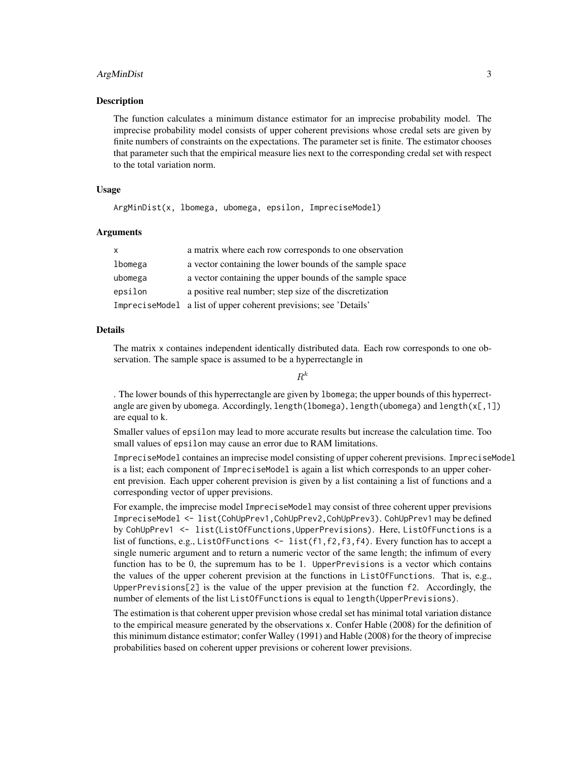## Description

The function calculates a minimum distance estimator for an imprecise probability model. The imprecise probability model consists of upper coherent previsions whose credal sets are given by finite numbers of constraints on the expectations. The parameter set is finite. The estimator chooses that parameter such that the empirical measure lies next to the corresponding credal set with respect to the total variation norm.

## Usage

```
ArgMinDist(x, lbomega, ubomega, epsilon, ImpreciseModel)
```

## Arguments

| | |
|---|---|
| x | a matrix where each row corresponds to one observation |
| lbomega | a vector containing the lower bounds of the sample space |
| ubomega | a vector containing the upper bounds of the sample space |
| epsilon | a positive real number; step size of the discretization |
| ImpreciseModel | a list of upper coherent previsions; see 'Details' |

## Details

The matrix x containes independent identically distributed data. Each row corresponds to one observation. The sample space is assumed to be a hyperrectangle in

$$R^k$$

. The lower bounds of this hyperrectangle are given by lbomega; the upper bounds of this hyperrectangle are given by ubomega. Accordingly, length(lbomega), length(ubomega) and length(x[,1]) are equal to k.

Smaller values of epsilon may lead to more accurate results but increase the calculation time. Too small values of epsilon may cause an error due to RAM limitations.

ImpreciseModel containes an imprecise model consisting of upper coherent previsions. ImpreciseModel is a list; each component of ImpreciseModel is again a list which corresponds to an upper coherent prevision. Each upper coherent prevision is given by a list containing a list of functions and a corresponding vector of upper previsions.

For example, the imprecise model ImpreciseModel may consist of three coherent upper previsions ImpreciseModel <- list(CohUpPrev1,CohUpPrev2,CohUpPrev3). CohUpPrev1 may be defined by CohUpPrev1 <- list(ListOfFunctions,UpperPrevisions). Here, ListOfFunctions is a list of functions, e.g., ListOfFunctions <- list(f1,f2,f3,f4). Every function has to accept a single numeric argument and to return a numeric vector of the same length; the infimum of every function has to be 0, the supremum has to be 1. UpperPrevisions is a vector which contains the values of the upper coherent prevision at the functions in ListOfFunctions. That is, e.g., UpperPrevisions[2] is the value of the upper prevision at the function f2. Accordingly, the number of elements of the list ListOfFunctions is equal to length(UpperPrevisions).

The estimation is that coherent upper prevision whose credal set has minimal total variation distance to the empirical measure generated by the observations x. Confer Hable (2008) for the definition of this minimum distance estimator; confer Walley (1991) and Hable (2008) for the theory of imprecise probabilities based on coherent upper previsions or coherent lower previsions.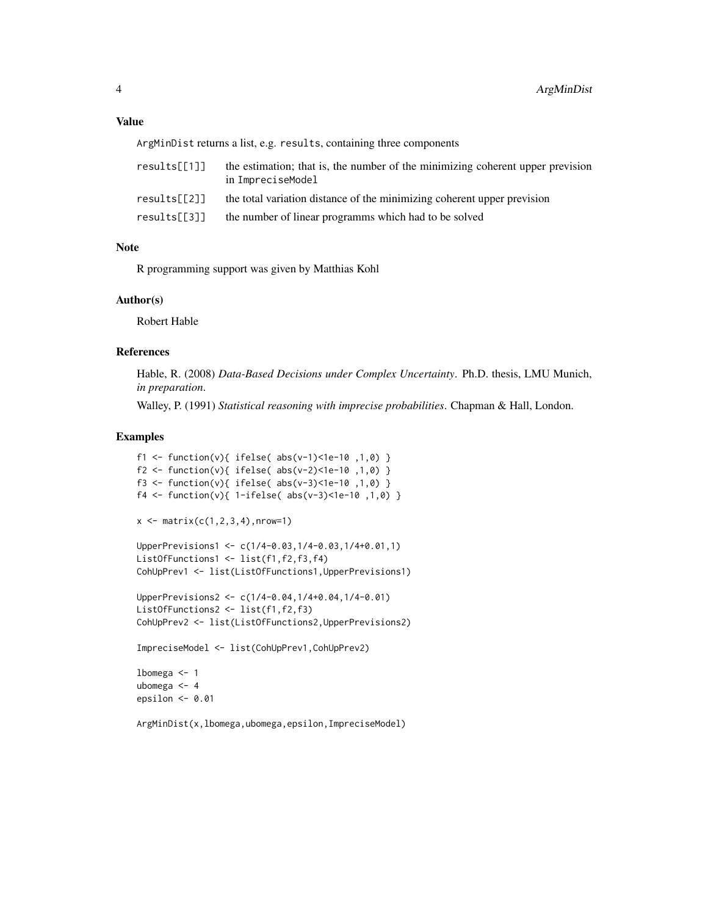## Value

ArgMinDist returns a list, e.g. results, containing three components

| | |
|---|---|
| results[[1]] | the estimation; that is, the number of the minimizing coherent upper prevision in ImpreciseModel |
| results[[2]] | the total variation distance of the minimizing coherent upper prevision |
| results[[3]] | the number of linear programms which had to be solved |

## Note

R programming support was given by Matthias Kohl

## Author(s)

Robert Hable

## References

Hable, R. (2008) *Data-Based Decisions under Complex Uncertainty*. Ph.D. thesis, LMU Munich, *in preparation*.

Walley, P. (1991) *Statistical reasoning with imprecise probabilities*. Chapman & Hall, London.

## Examples

```
f1 <- function(v){ ifelse( abs(v-1)<1e-10 ,1,0) }
f2 <- function(v){ ifelse( abs(v-2)<1e-10 ,1,0) }
f3 <- function(v){ ifelse( abs(v-3)<1e-10 ,1,0) }
f4 <- function(v){ 1-ifelse( abs(v-3)<1e-10 ,1,0) }

x <- matrix(c(1,2,3,4),nrow=1)

UpperPrevisions1 <- c(1/4-0.03,1/4-0.03,1/4+0.01,1)
ListOfFunctions1 <- list(f1,f2,f3,f4)
CohUpPrev1 <- list(ListOfFunctions1,UpperPrevisions1)

UpperPrevisions2 <- c(1/4-0.04,1/4+0.04,1/4-0.01)
ListOfFunctions2 <- list(f1,f2,f3)
CohUpPrev2 <- list(ListOfFunctions2,UpperPrevisions2)

ImpreciseModel <- list(CohUpPrev1,CohUpPrev2)

lbomega <- 1
ubomega <- 4
epsilon <- 0.01

ArgMinDist(x,lbomega,ubomega,epsilon,ImpreciseModel)
```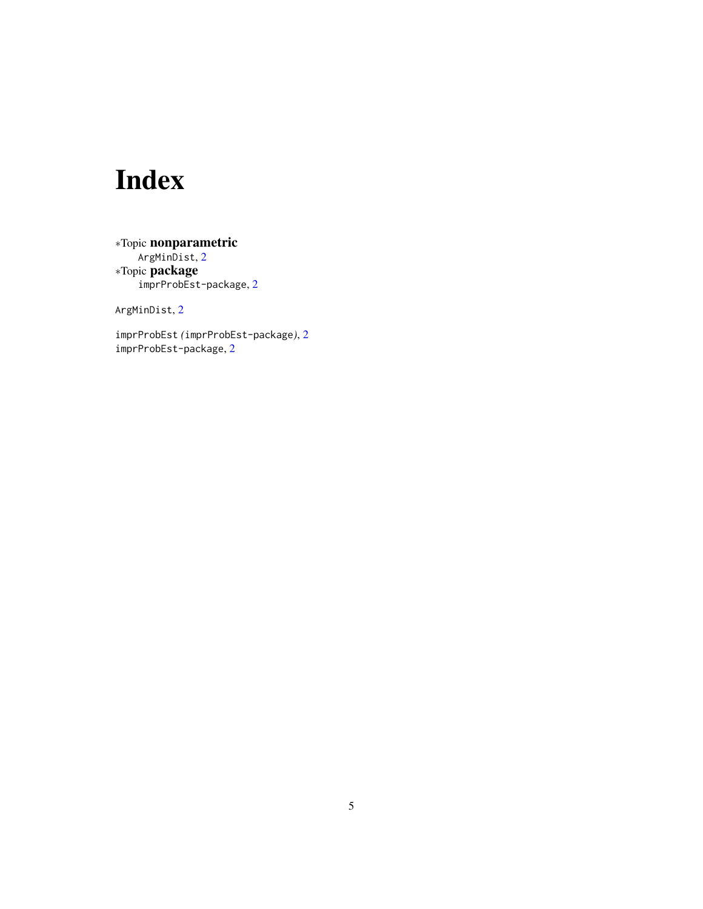# Index

*Topic **nonparametric**
    ArgMinDist, 2
*Topic **package**
    imprProbEst-package, 2

ArgMinDist, 2

imprProbEst (imprProbEst-package), 2
imprProbEst-package, 2